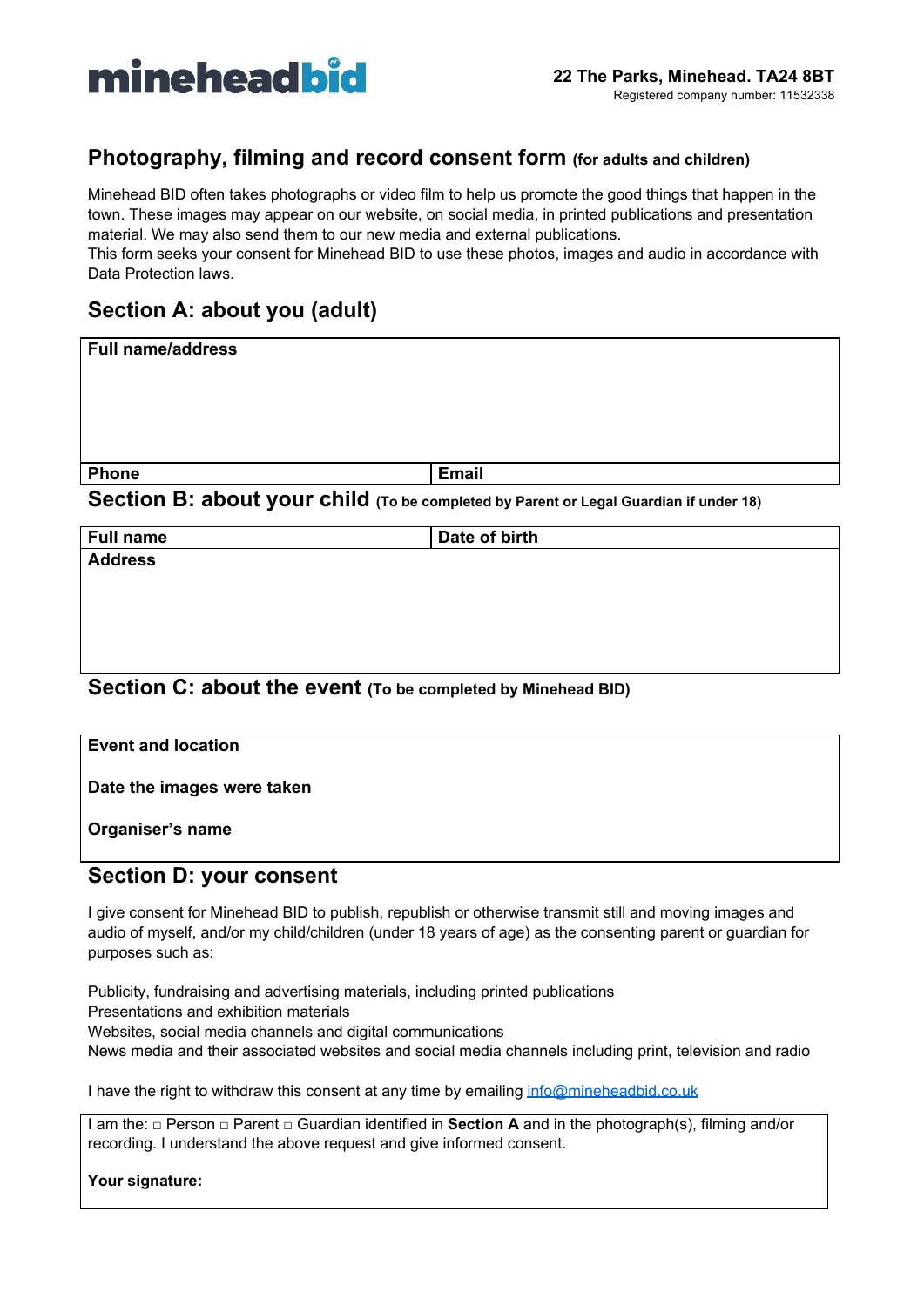**mineheadbid**

**22 The Parks, Minehead. TA24 8BT**
Registered company number: 11532338

## Photography, filming and record consent form (for adults and children)

Minehead BID often takes photographs or video film to help us promote the good things that happen in the town. These images may appear on our website, on social media, in printed publications and presentation material. We may also send them to our new media and external publications.
This form seeks your consent for Minehead BID to use these photos, images and audio in accordance with Data Protection laws.

## Section A: about you (adult)

| **Full name/address** | |
|---|---|
| **Phone** | **Email** |

## Section B: about your child (To be completed by Parent or Legal Guardian if under 18)

| **Full name** | **Date of birth** |
|---|---|
| **Address** | |

## Section C: about the event (To be completed by Minehead BID)

**Event and location**

**Date the images were taken**

**Organiser's name**

## Section D: your consent

I give consent for Minehead BID to publish, republish or otherwise transmit still and moving images and audio of myself, and/or my child/children (under 18 years of age) as the consenting parent or guardian for purposes such as:

Publicity, fundraising and advertising materials, including printed publications
Presentations and exhibition materials
Websites, social media channels and digital communications
News media and their associated websites and social media channels including print, television and radio

I have the right to withdraw this consent at any time by emailing info@mineheadbid.co.uk

I am the: □ Person □ Parent □ Guardian identified in **Section A** and in the photograph(s), filming and/or recording. I understand the above request and give informed consent.

**Your signature:**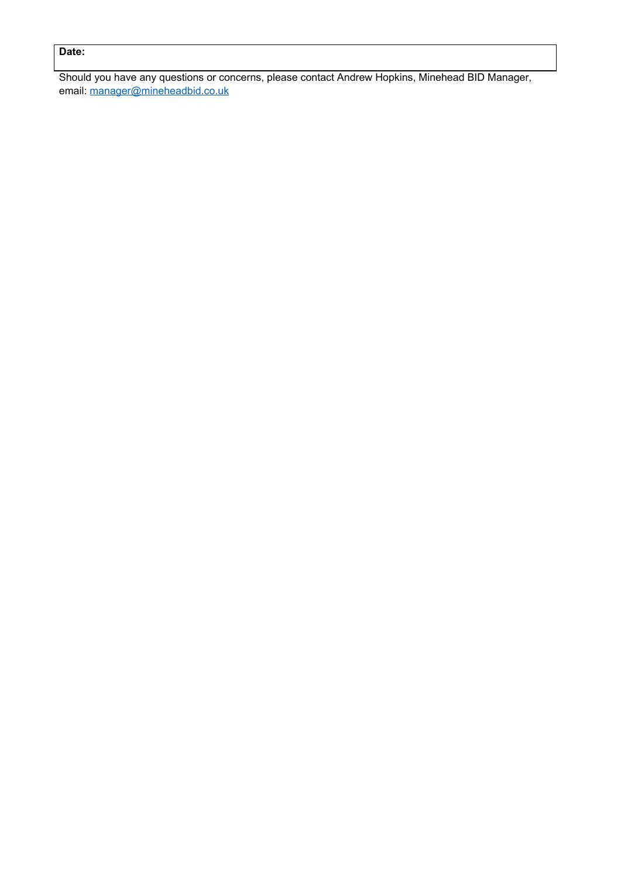| |
|---|
| **Date:** |

Should you have any questions or concerns, please contact Andrew Hopkins, Minehead BID Manager, email: manager@mineheadbid.co.uk